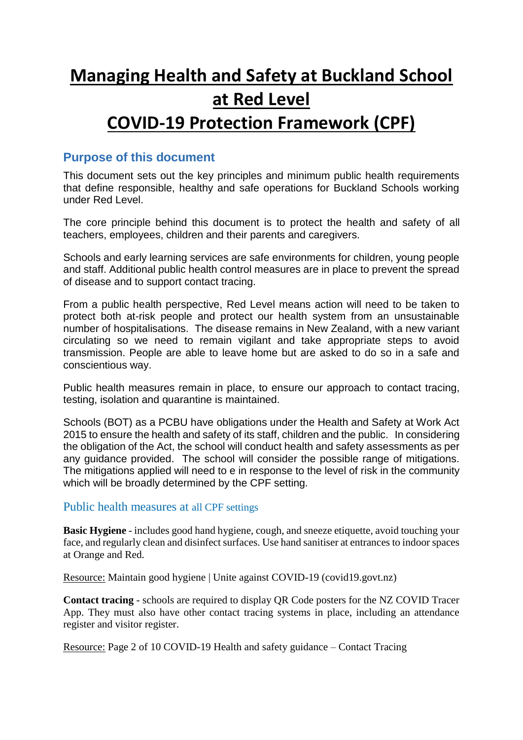# Managing Health and Safety at Buckland School at Red Level

# COVID-19 Protection Framework (CPF)

## Purpose of this document

This document sets out the key principles and minimum public health requirements that define responsible, healthy and safe operations for Buckland Schools working under Red Level.

The core principle behind this document is to protect the health and safety of all teachers, employees, children and their parents and caregivers.

Schools and early learning services are safe environments for children, young people and staff. Additional public health control measures are in place to prevent the spread of disease and to support contact tracing.

From a public health perspective, Red Level means action will need to be taken to protect both at-risk people and protect our health system from an unsustainable number of hospitalisations. The disease remains in New Zealand, with a new variant circulating so we need to remain vigilant and take appropriate steps to avoid transmission. People are able to leave home but are asked to do so in a safe and conscientious way.

Public health measures remain in place, to ensure our approach to contact tracing, testing, isolation and quarantine is maintained.

Schools (BOT) as a PCBU have obligations under the Health and Safety at Work Act 2015 to ensure the health and safety of its staff, children and the public. In considering the obligation of the Act, the school will conduct health and safety assessments as per any guidance provided. The school will consider the possible range of mitigations. The mitigations applied will need to e in response to the level of risk in the community which will be broadly determined by the CPF setting.

## Public health measures at all CPF settings

**Basic Hygiene** - includes good hand hygiene, cough, and sneeze etiquette, avoid touching your face, and regularly clean and disinfect surfaces. Use hand sanitiser at entrances to indoor spaces at Orange and Red.

Resource: Maintain good hygiene | Unite against COVID-19 (covid19.govt.nz)

**Contact tracing** - schools are required to display QR Code posters for the NZ COVID Tracer App. They must also have other contact tracing systems in place, including an attendance register and visitor register.

Resource: Page 2 of 10 COVID-19 Health and safety guidance – Contact Tracing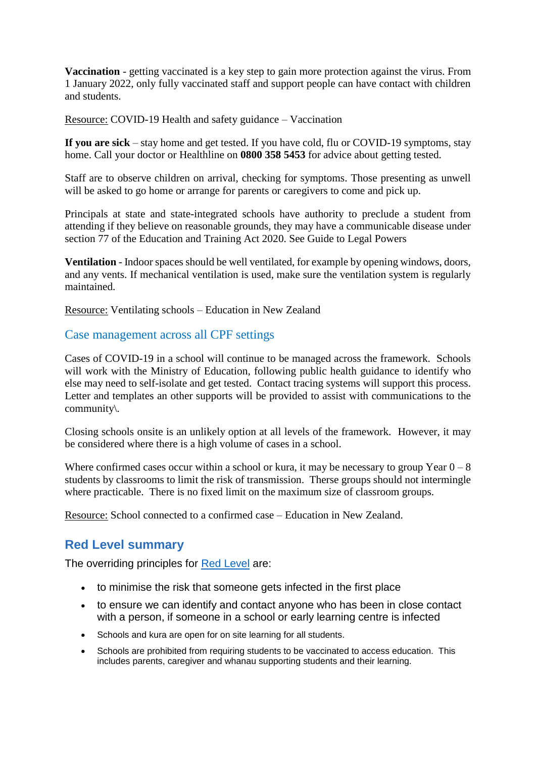**Vaccination** - getting vaccinated is a key step to gain more protection against the virus. From 1 January 2022, only fully vaccinated staff and support people can have contact with children and students.

Resource: COVID-19 Health and safety guidance – Vaccination

**If you are sick** – stay home and get tested. If you have cold, flu or COVID-19 symptoms, stay home. Call your doctor or Healthline on **0800 358 5453** for advice about getting tested.

Staff are to observe children on arrival, checking for symptoms. Those presenting as unwell will be asked to go home or arrange for parents or caregivers to come and pick up.

Principals at state and state-integrated schools have authority to preclude a student from attending if they believe on reasonable grounds, they may have a communicable disease under section 77 of the Education and Training Act 2020. See Guide to Legal Powers

**Ventilation** - Indoor spaces should be well ventilated, for example by opening windows, doors, and any vents. If mechanical ventilation is used, make sure the ventilation system is regularly maintained.

Resource: Ventilating schools – Education in New Zealand

### Case management across all CPF settings

Cases of COVID-19 in a school will continue to be managed across the framework. Schools will work with the Ministry of Education, following public health guidance to identify who else may need to self-isolate and get tested. Contact tracing systems will support this process. Letter and templates an other supports will be provided to assist with communications to the community\.

Closing schools onsite is an unlikely option at all levels of the framework. However, it may be considered where there is a high volume of cases in a school.

Where confirmed cases occur within a school or kura, it may be necessary to group Year 0 – 8 students by classrooms to limit the risk of transmission. Therse groups should not intermingle where practicable. There is no fixed limit on the maximum size of classroom groups.

Resource: School connected to a confirmed case – Education in New Zealand.

## Red Level summary

The overriding principles for Red Level are:

- to minimise the risk that someone gets infected in the first place
- to ensure we can identify and contact anyone who has been in close contact with a person, if someone in a school or early learning centre is infected
- Schools and kura are open for on site learning for all students.
- Schools are prohibited from requiring students to be vaccinated to access education. This includes parents, caregiver and whanau supporting students and their learning.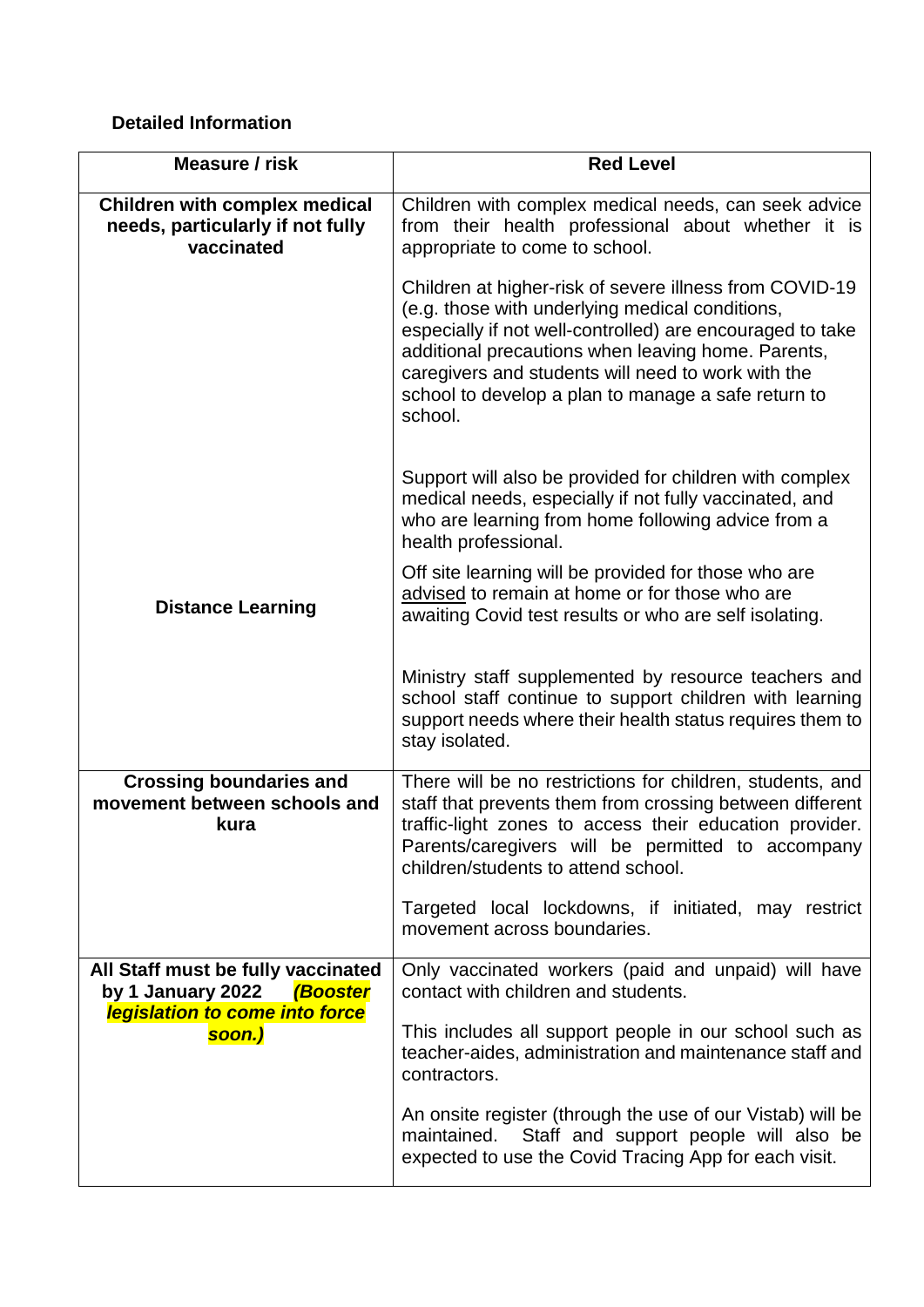**Detailed Information**

| Measure / risk | Red Level |
|---|---|
| **Children with complex medical needs, particularly if not fully vaccinated** | Children with complex medical needs, can seek advice from their health professional about whether it is appropriate to come to school.<br><br>Children at higher-risk of severe illness from COVID-19 (e.g. those with underlying medical conditions, especially if not well-controlled) are encouraged to take additional precautions when leaving home. Parents, caregivers and students will need to work with the school to develop a plan to manage a safe return to school.<br><br>Support will also be provided for children with complex medical needs, especially if not fully vaccinated, and who are learning from home following advice from a health professional. |
| **Distance Learning** | Off site learning will be provided for those who are <u>advised</u> to remain at home or for those who are awaiting Covid test results or who are self isolating.<br><br>Ministry staff supplemented by resource teachers and school staff continue to support children with learning support needs where their health status requires them to stay isolated. |
| **Crossing boundaries and movement between schools and kura** | There will be no restrictions for children, students, and staff that prevents them from crossing between different traffic-light zones to access their education provider. Parents/caregivers will be permitted to accompany children/students to attend school.<br><br>Targeted local lockdowns, if initiated, may restrict movement across boundaries. |
| **All Staff must be fully vaccinated by 1 January 2022** ***(Booster legislation to come into force soon.)*** | Only vaccinated workers (paid and unpaid) will have contact with children and students.<br><br>This includes all support people in our school such as teacher-aides, administration and maintenance staff and contractors.<br><br>An onsite register (through the use of our Vistab) will be maintained. Staff and support people will also be expected to use the Covid Tracing App for each visit. |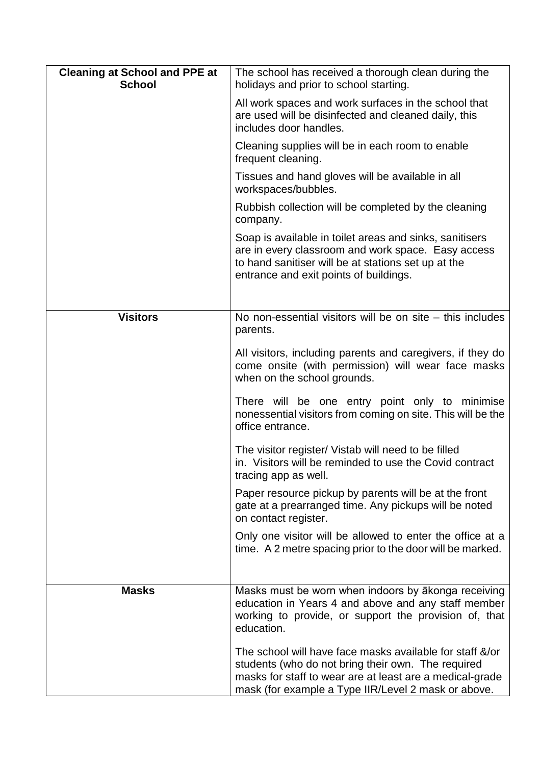| **Cleaning at School and PPE at School** | The school has received a thorough clean during the holidays and prior to school starting.<br><br>All work spaces and work surfaces in the school that are used will be disinfected and cleaned daily, this includes door handles.<br><br>Cleaning supplies will be in each room to enable frequent cleaning.<br><br>Tissues and hand gloves will be available in all workspaces/bubbles.<br><br>Rubbish collection will be completed by the cleaning company.<br><br>Soap is available in toilet areas and sinks, sanitisers are in every classroom and work space. Easy access to hand sanitiser will be at stations set up at the entrance and exit points of buildings. |
|---|---|
| **Visitors** | No non-essential visitors will be on site – this includes parents.<br><br>All visitors, including parents and caregivers, if they do come onsite (with permission) will wear face masks when on the school grounds.<br><br>There will be one entry point only to minimise nonessential visitors from coming on site. This will be the office entrance.<br><br>The visitor register/ Vistab will need to be filled in. Visitors will be reminded to use the Covid contract tracing app as well.<br><br>Paper resource pickup by parents will be at the front gate at a prearranged time. Any pickups will be noted on contact register.<br><br>Only one visitor will be allowed to enter the office at a time. A 2 metre spacing prior to the door will be marked. |
| **Masks** | Masks must be worn when indoors by ākonga receiving education in Years 4 and above and any staff member working to provide, or support the provision of, that education.<br><br>The school will have face masks available for staff &/or students (who do not bring their own. The required masks for staff to wear are at least are a medical-grade mask (for example a Type IIR/Level 2 mask or above. |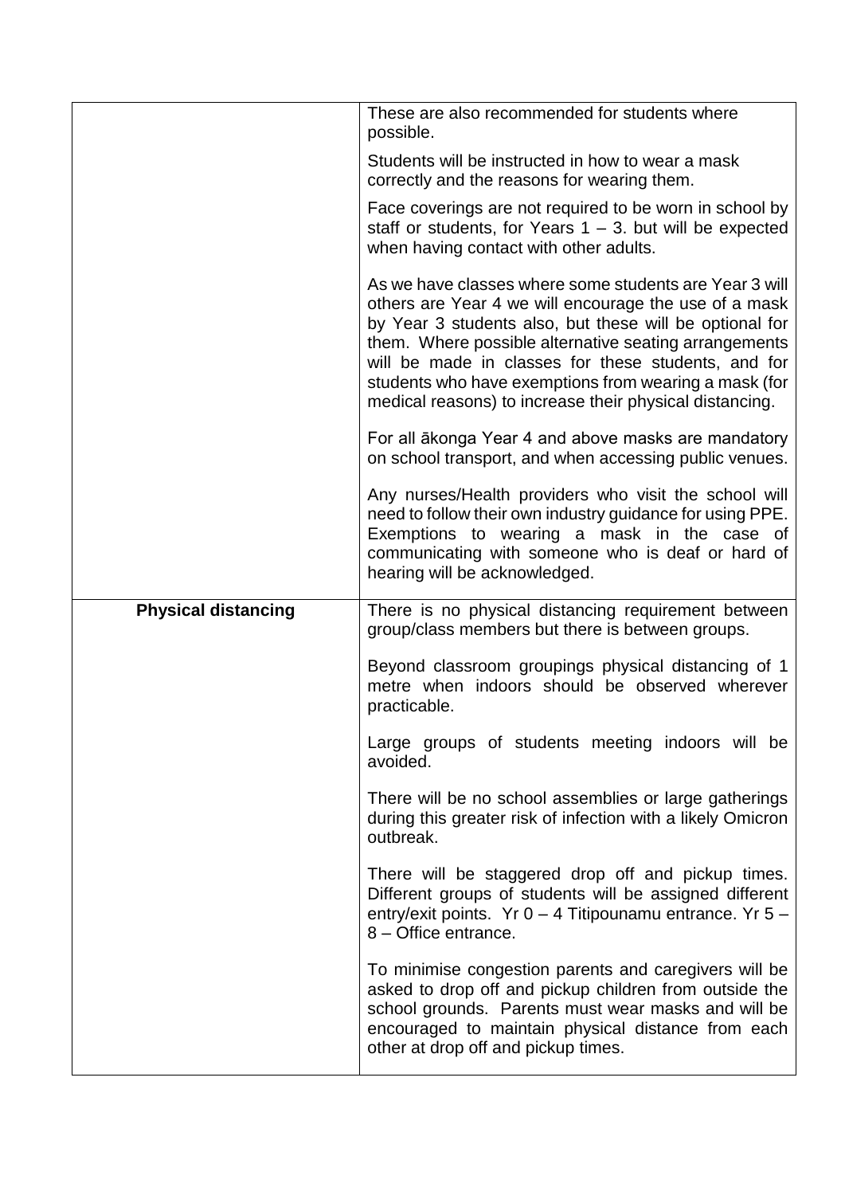| | |
|---|---|
| | These are also recommended for students where possible.<br><br>Students will be instructed in how to wear a mask correctly and the reasons for wearing them.<br><br>Face coverings are not required to be worn in school by staff or students, for Years 1 – 3. but will be expected when having contact with other adults.<br><br>As we have classes where some students are Year 3 will others are Year 4 we will encourage the use of a mask by Year 3 students also, but these will be optional for them. Where possible alternative seating arrangements will be made in classes for these students, and for students who have exemptions from wearing a mask (for medical reasons) to increase their physical distancing.<br><br>For all ākonga Year 4 and above masks are mandatory on school transport, and when accessing public venues.<br><br>Any nurses/Health providers who visit the school will need to follow their own industry guidance for using PPE. Exemptions to wearing a mask in the case of communicating with someone who is deaf or hard of hearing will be acknowledged. |
| **Physical distancing** | There is no physical distancing requirement between group/class members but there is between groups.<br><br>Beyond classroom groupings physical distancing of 1 metre when indoors should be observed wherever practicable.<br><br>Large groups of students meeting indoors will be avoided.<br><br>There will be no school assemblies or large gatherings during this greater risk of infection with a likely Omicron outbreak.<br><br>There will be staggered drop off and pickup times. Different groups of students will be assigned different entry/exit points. Yr 0 – 4 Titipounamu entrance. Yr 5 – 8 – Office entrance.<br><br>To minimise congestion parents and caregivers will be asked to drop off and pickup children from outside the school grounds. Parents must wear masks and will be encouraged to maintain physical distance from each other at drop off and pickup times. |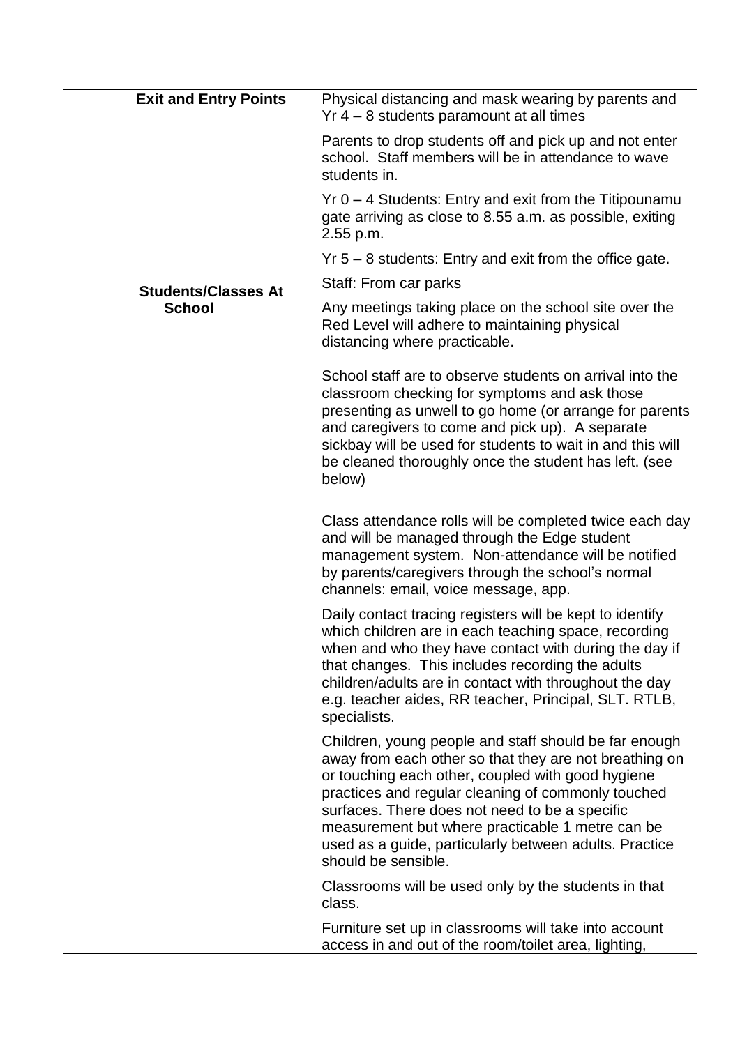| | |
|---|---|
| **Exit and Entry Points** | Physical distancing and mask wearing by parents and Yr 4 – 8 students paramount at all times<br><br>Parents to drop students off and pick up and not enter school. Staff members will be in attendance to wave students in.<br><br>Yr 0 – 4 Students: Entry and exit from the Titipounamu gate arriving as close to 8.55 a.m. as possible, exiting 2.55 p.m.<br><br>Yr 5 – 8 students: Entry and exit from the office gate.<br><br>Staff: From car parks |
| **Students/Classes At School** | Any meetings taking place on the school site over the Red Level will adhere to maintaining physical distancing where practicable.<br><br>School staff are to observe students on arrival into the classroom checking for symptoms and ask those presenting as unwell to go home (or arrange for parents and caregivers to come and pick up). A separate sickbay will be used for students to wait in and this will be cleaned thoroughly once the student has left. (see below)<br><br>Class attendance rolls will be completed twice each day and will be managed through the Edge student management system. Non-attendance will be notified by parents/caregivers through the school's normal channels: email, voice message, app.<br><br>Daily contact tracing registers will be kept to identify which children are in each teaching space, recording when and who they have contact with during the day if that changes. This includes recording the adults children/adults are in contact with throughout the day e.g. teacher aides, RR teacher, Principal, SLT. RTLB, specialists.<br><br>Children, young people and staff should be far enough away from each other so that they are not breathing on or touching each other, coupled with good hygiene practices and regular cleaning of commonly touched surfaces. There does not need to be a specific measurement but where practicable 1 metre can be used as a guide, particularly between adults. Practice should be sensible.<br><br>Classrooms will be used only by the students in that class.<br><br>Furniture set up in classrooms will take into account access in and out of the room/toilet area, lighting, |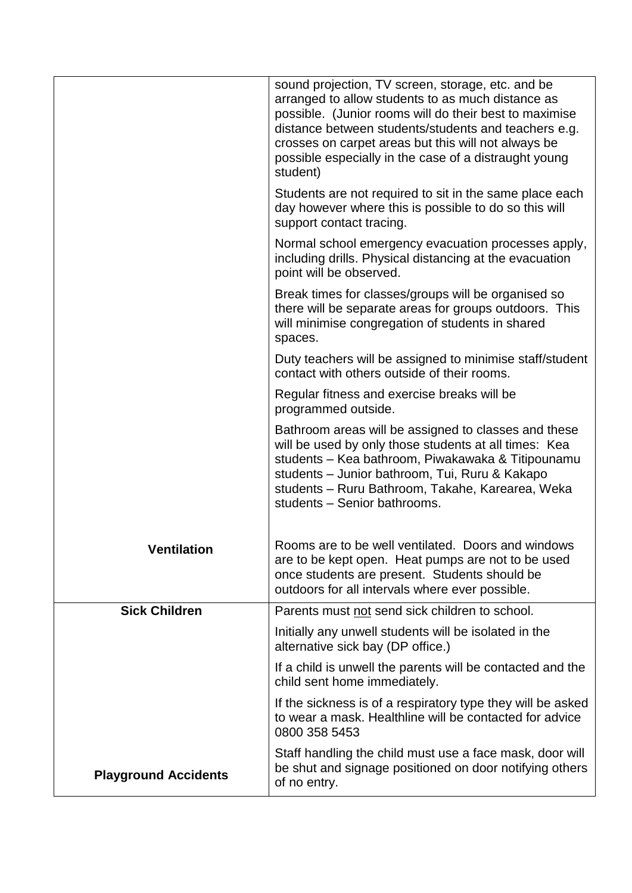| | |
|---|---|
| | sound projection, TV screen, storage, etc. and be arranged to allow students to as much distance as possible. (Junior rooms will do their best to maximise distance between students/students and teachers e.g. crosses on carpet areas but this will not always be possible especially in the case of a distraught young student)<br><br>Students are not required to sit in the same place each day however where this is possible to do so this will support contact tracing.<br><br>Normal school emergency evacuation processes apply, including drills. Physical distancing at the evacuation point will be observed.<br><br>Break times for classes/groups will be organised so there will be separate areas for groups outdoors. This will minimise congregation of students in shared spaces.<br><br>Duty teachers will be assigned to minimise staff/student contact with others outside of their rooms.<br><br>Regular fitness and exercise breaks will be programmed outside.<br><br>Bathroom areas will be assigned to classes and these will be used by only those students at all times: Kea students – Kea bathroom, Piwakawaka & Titipounamu students – Junior bathroom, Tui, Ruru & Kakapo students – Ruru Bathroom, Takahe, Karearea, Weka students – Senior bathrooms. |
| **Ventilation** | Rooms are to be well ventilated. Doors and windows are to be kept open. Heat pumps are not to be used once students are present. Students should be outdoors for all intervals where ever possible. |
| **Sick Children** | Parents must <u>not</u> send sick children to school.<br><br>Initially any unwell students will be isolated in the alternative sick bay (DP office.)<br><br>If a child is unwell the parents will be contacted and the child sent home immediately.<br><br>If the sickness is of a respiratory type they will be asked to wear a mask. Healthline will be contacted for advice 0800 358 5453<br><br>Staff handling the child must use a face mask, door will be shut and signage positioned on door notifying others of no entry. |
| **Playground Accidents** | |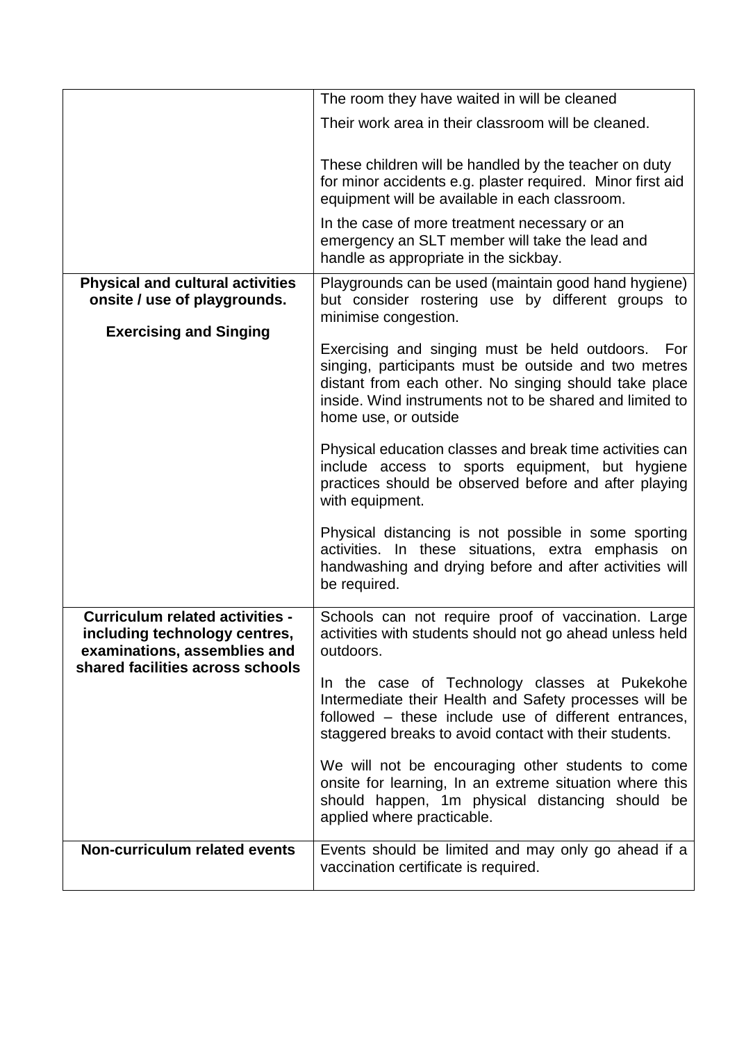| | |
|---|---|
| | The room they have waited in will be cleaned<br><br>Their work area in their classroom will be cleaned.<br><br>These children will be handled by the teacher on duty for minor accidents e.g. plaster required. Minor first aid equipment will be available in each classroom.<br><br>In the case of more treatment necessary or an emergency an SLT member will take the lead and handle as appropriate in the sickbay. |
| **Physical and cultural activities onsite / use of playgrounds.**<br><br>**Exercising and Singing** | Playgrounds can be used (maintain good hand hygiene) but consider rostering use by different groups to minimise congestion.<br><br>Exercising and singing must be held outdoors. For singing, participants must be outside and two metres distant from each other. No singing should take place inside. Wind instruments not to be shared and limited to home use, or outside<br><br>Physical education classes and break time activities can include access to sports equipment, but hygiene practices should be observed before and after playing with equipment.<br><br>Physical distancing is not possible in some sporting activities. In these situations, extra emphasis on handwashing and drying before and after activities will be required. |
| **Curriculum related activities - including technology centres, examinations, assemblies and shared facilities across schools** | Schools can not require proof of vaccination. Large activities with students should not go ahead unless held outdoors.<br><br>In the case of Technology classes at Pukekohe Intermediate their Health and Safety processes will be followed – these include use of different entrances, staggered breaks to avoid contact with their students.<br><br>We will not be encouraging other students to come onsite for learning, In an extreme situation where this should happen, 1m physical distancing should be applied where practicable. |
| **Non-curriculum related events** | Events should be limited and may only go ahead if a vaccination certificate is required. |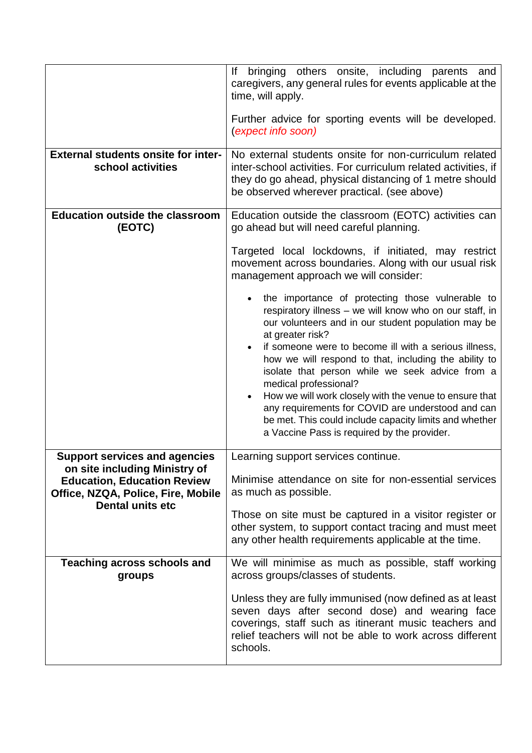| | |
|---|---|
| | If bringing others onsite, including parents and caregivers, any general rules for events applicable at the time, will apply.<br><br>Further advice for sporting events will be developed. (*expect info soon)* |
| **External students onsite for inter-school activities** | No external students onsite for non-curriculum related inter-school activities. For curriculum related activities, if they do go ahead, physical distancing of 1 metre should be observed wherever practical. (see above) |
| **Education outside the classroom (EOTC)** | Education outside the classroom (EOTC) activities can go ahead but will need careful planning.<br><br>Targeted local lockdowns, if initiated, may restrict movement across boundaries. Along with our usual risk management approach we will consider:<br><br>• the importance of protecting those vulnerable to respiratory illness – we will know who on our staff, in our volunteers and in our student population may be at greater risk?<br>• if someone were to become ill with a serious illness, how we will respond to that, including the ability to isolate that person while we seek advice from a medical professional?<br>• How we will work closely with the venue to ensure that any requirements for COVID are understood and can be met. This could include capacity limits and whether a Vaccine Pass is required by the provider. |
| **Support services and agencies on site including Ministry of Education, Education Review Office, NZQA, Police, Fire, Mobile Dental units etc** | Learning support services continue.<br><br>Minimise attendance on site for non-essential services as much as possible.<br><br>Those on site must be captured in a visitor register or other system, to support contact tracing and must meet any other health requirements applicable at the time. |
| **Teaching across schools and groups** | We will minimise as much as possible, staff working across groups/classes of students.<br><br>Unless they are fully immunised (now defined as at least seven days after second dose) and wearing face coverings, staff such as itinerant music teachers and relief teachers will not be able to work across different schools. |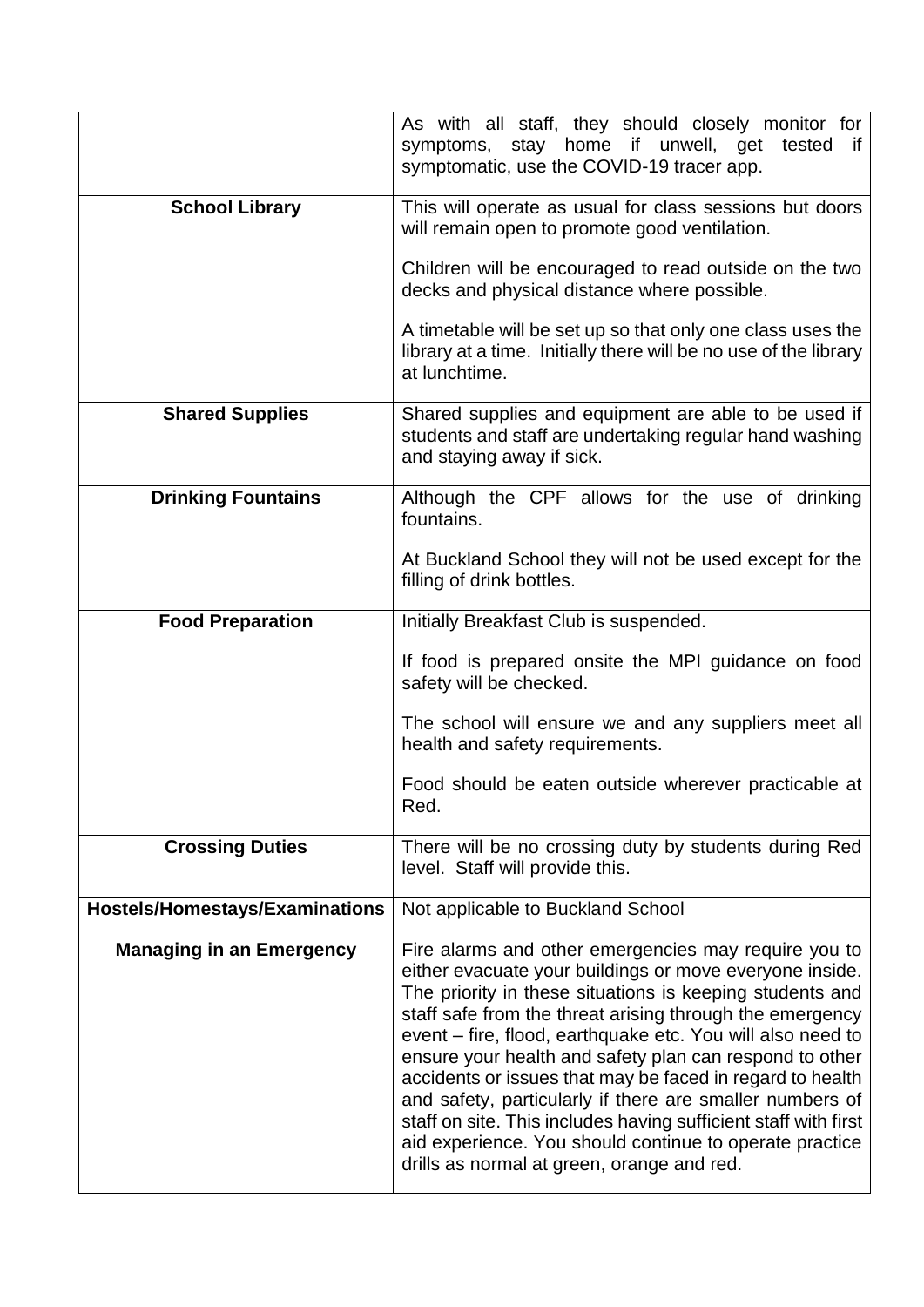| | |
|---|---|
| | As with all staff, they should closely monitor for symptoms, stay home if unwell, get tested if symptomatic, use the COVID-19 tracer app. |
| **School Library** | This will operate as usual for class sessions but doors will remain open to promote good ventilation.<br><br>Children will be encouraged to read outside on the two decks and physical distance where possible.<br><br>A timetable will be set up so that only one class uses the library at a time. Initially there will be no use of the library at lunchtime. |
| **Shared Supplies** | Shared supplies and equipment are able to be used if students and staff are undertaking regular hand washing and staying away if sick. |
| **Drinking Fountains** | Although the CPF allows for the use of drinking fountains.<br><br>At Buckland School they will not be used except for the filling of drink bottles. |
| **Food Preparation** | Initially Breakfast Club is suspended.<br><br>If food is prepared onsite the MPI guidance on food safety will be checked.<br><br>The school will ensure we and any suppliers meet all health and safety requirements.<br><br>Food should be eaten outside wherever practicable at Red. |
| **Crossing Duties** | There will be no crossing duty by students during Red level. Staff will provide this. |
| **Hostels/Homestays/Examinations** | Not applicable to Buckland School |
| **Managing in an Emergency** | Fire alarms and other emergencies may require you to either evacuate your buildings or move everyone inside. The priority in these situations is keeping students and staff safe from the threat arising through the emergency event – fire, flood, earthquake etc. You will also need to ensure your health and safety plan can respond to other accidents or issues that may be faced in regard to health and safety, particularly if there are smaller numbers of staff on site. This includes having sufficient staff with first aid experience. You should continue to operate practice drills as normal at green, orange and red. |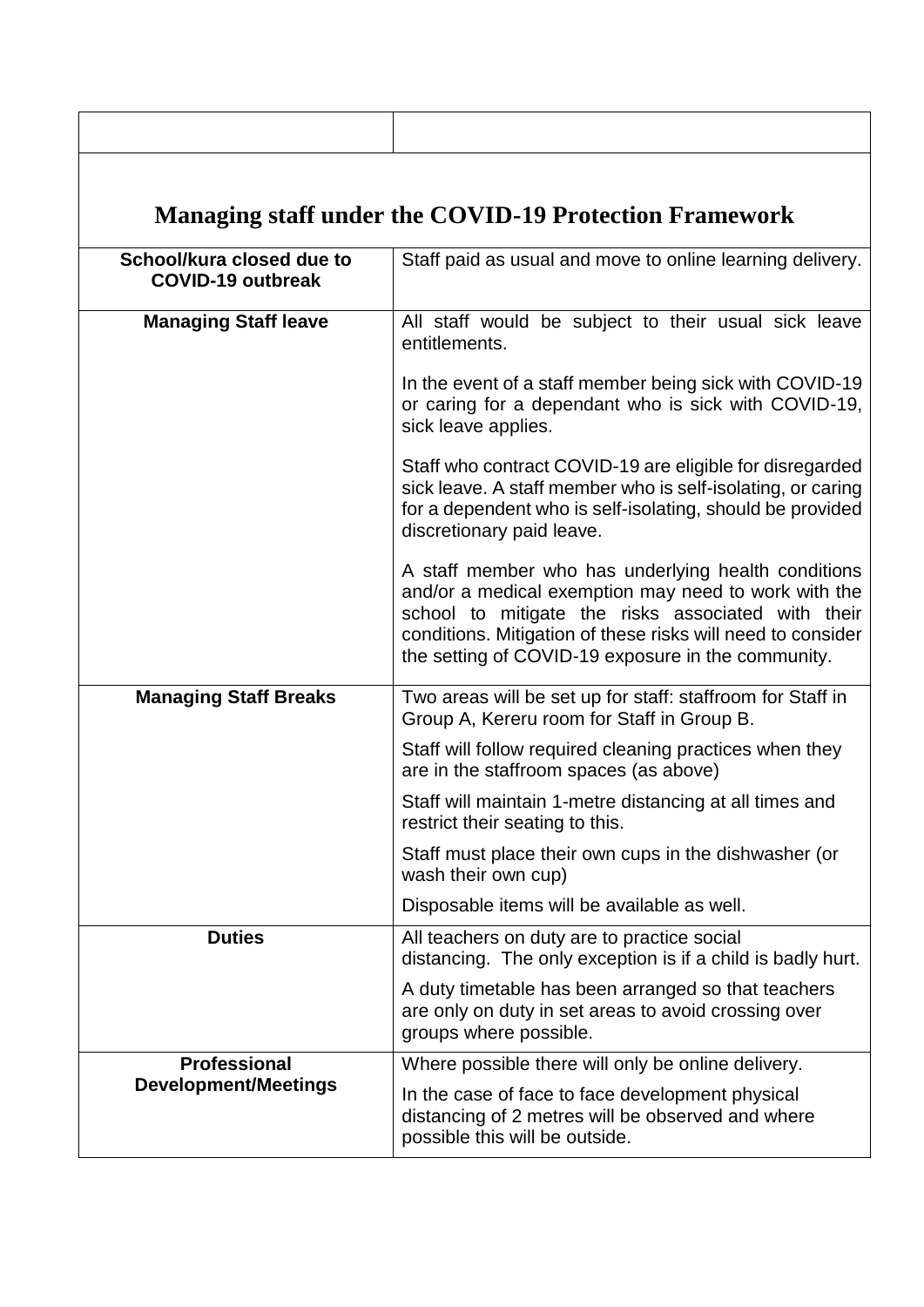| | |
|---|---|
| **Managing staff under the COVID-19 Protection Framework** | |
| **School/kura closed due to COVID-19 outbreak** | Staff paid as usual and move to online learning delivery. |
| **Managing Staff leave** | All staff would be subject to their usual sick leave entitlements.<br><br>In the event of a staff member being sick with COVID-19 or caring for a dependant who is sick with COVID-19, sick leave applies.<br><br>Staff who contract COVID-19 are eligible for disregarded sick leave. A staff member who is self-isolating, or caring for a dependent who is self-isolating, should be provided discretionary paid leave.<br><br>A staff member who has underlying health conditions and/or a medical exemption may need to work with the school to mitigate the risks associated with their conditions. Mitigation of these risks will need to consider the setting of COVID-19 exposure in the community. |
| **Managing Staff Breaks** | Two areas will be set up for staff: staffroom for Staff in Group A, Kereru room for Staff in Group B.<br><br>Staff will follow required cleaning practices when they are in the staffroom spaces (as above)<br><br>Staff will maintain 1-metre distancing at all times and restrict their seating to this.<br><br>Staff must place their own cups in the dishwasher (or wash their own cup)<br><br>Disposable items will be available as well. |
| **Duties** | All teachers on duty are to practice social distancing. The only exception is if a child is badly hurt.<br><br>A duty timetable has been arranged so that teachers are only on duty in set areas to avoid crossing over groups where possible. |
| **Professional Development/Meetings** | Where possible there will only be online delivery.<br><br>In the case of face to face development physical distancing of 2 metres will be observed and where possible this will be outside. |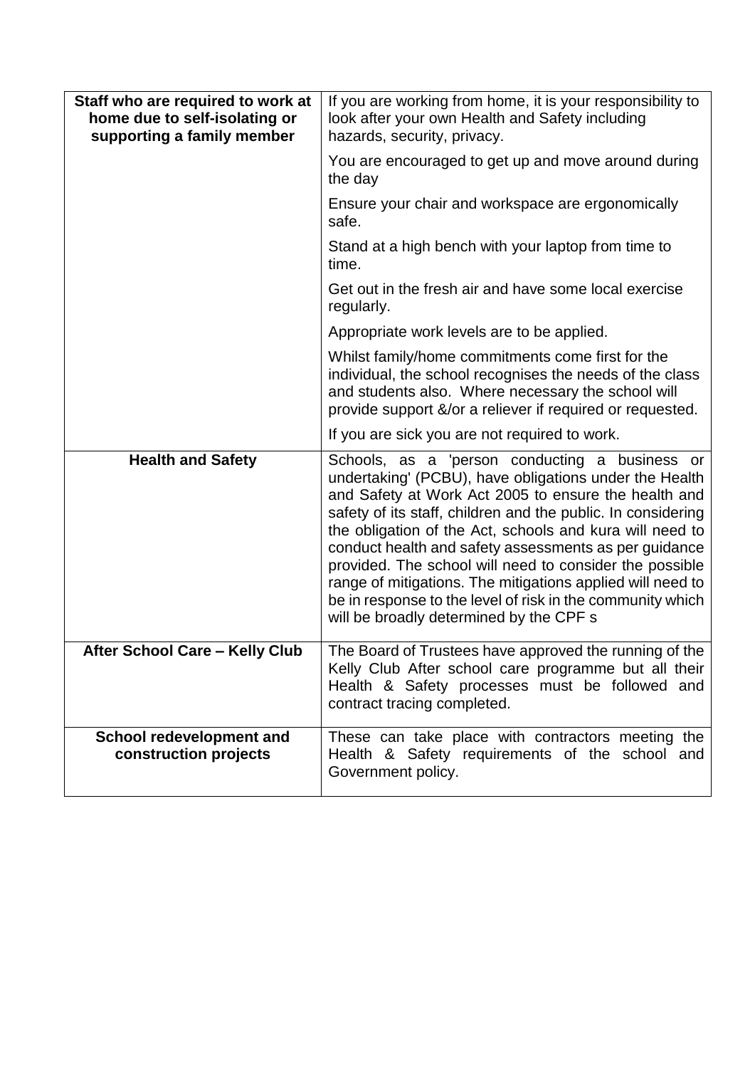| | |
|---|---|
| **Staff who are required to work at home due to self-isolating or supporting a family member** | If you are working from home, it is your responsibility to look after your own Health and Safety including hazards, security, privacy.<br><br>You are encouraged to get up and move around during the day<br><br>Ensure your chair and workspace are ergonomically safe.<br><br>Stand at a high bench with your laptop from time to time.<br><br>Get out in the fresh air and have some local exercise regularly.<br><br>Appropriate work levels are to be applied.<br><br>Whilst family/home commitments come first for the individual, the school recognises the needs of the class and students also. Where necessary the school will provide support &/or a reliever if required or requested.<br><br>If you are sick you are not required to work. |
| **Health and Safety** | Schools, as a 'person conducting a business or undertaking' (PCBU), have obligations under the Health and Safety at Work Act 2005 to ensure the health and safety of its staff, children and the public. In considering the obligation of the Act, schools and kura will need to conduct health and safety assessments as per guidance provided. The school will need to consider the possible range of mitigations. The mitigations applied will need to be in response to the level of risk in the community which will be broadly determined by the CPF s |
| **After School Care – Kelly Club** | The Board of Trustees have approved the running of the Kelly Club After school care programme but all their Health & Safety processes must be followed and contract tracing completed. |
| **School redevelopment and construction projects** | These can take place with contractors meeting the Health & Safety requirements of the school and Government policy. |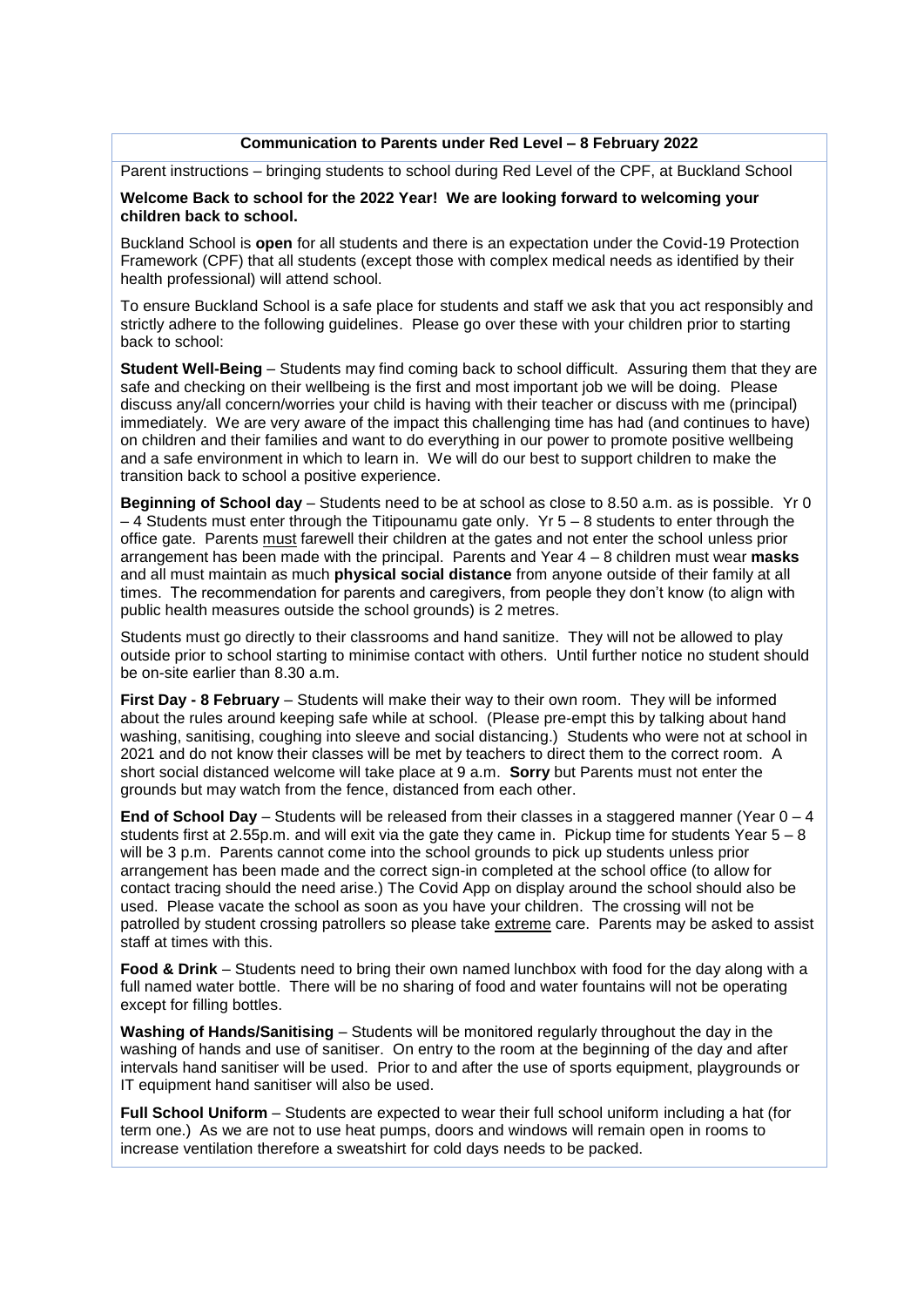**Communication to Parents under Red Level – 8 February 2022**

Parent instructions – bringing students to school during Red Level of the CPF, at Buckland School

**Welcome Back to school for the 2022 Year! We are looking forward to welcoming your children back to school.**

Buckland School is **open** for all students and there is an expectation under the Covid-19 Protection Framework (CPF) that all students (except those with complex medical needs as identified by their health professional) will attend school.

To ensure Buckland School is a safe place for students and staff we ask that you act responsibly and strictly adhere to the following guidelines. Please go over these with your children prior to starting back to school:

**Student Well-Being** – Students may find coming back to school difficult. Assuring them that they are safe and checking on their wellbeing is the first and most important job we will be doing. Please discuss any/all concern/worries your child is having with their teacher or discuss with me (principal) immediately. We are very aware of the impact this challenging time has had (and continues to have) on children and their families and want to do everything in our power to promote positive wellbeing and a safe environment in which to learn in. We will do our best to support children to make the transition back to school a positive experience.

**Beginning of School day** – Students need to be at school as close to 8.50 a.m. as is possible. Yr 0 – 4 Students must enter through the Titipounamu gate only. Yr 5 – 8 students to enter through the office gate. Parents must farewell their children at the gates and not enter the school unless prior arrangement has been made with the principal. Parents and Year 4 – 8 children must wear **masks** and all must maintain as much **physical social distance** from anyone outside of their family at all times. The recommendation for parents and caregivers, from people they don't know (to align with public health measures outside the school grounds) is 2 metres.

Students must go directly to their classrooms and hand sanitize. They will not be allowed to play outside prior to school starting to minimise contact with others. Until further notice no student should be on-site earlier than 8.30 a.m.

**First Day - 8 February** – Students will make their way to their own room. They will be informed about the rules around keeping safe while at school. (Please pre-empt this by talking about hand washing, sanitising, coughing into sleeve and social distancing.) Students who were not at school in 2021 and do not know their classes will be met by teachers to direct them to the correct room. A short social distanced welcome will take place at 9 a.m. **Sorry** but Parents must not enter the grounds but may watch from the fence, distanced from each other.

**End of School Day** – Students will be released from their classes in a staggered manner (Year 0 – 4 students first at 2.55p.m. and will exit via the gate they came in. Pickup time for students Year 5 – 8 will be 3 p.m. Parents cannot come into the school grounds to pick up students unless prior arrangement has been made and the correct sign-in completed at the school office (to allow for contact tracing should the need arise.) The Covid App on display around the school should also be used. Please vacate the school as soon as you have your children. The crossing will not be patrolled by student crossing patrollers so please take extreme care. Parents may be asked to assist staff at times with this.

**Food & Drink** – Students need to bring their own named lunchbox with food for the day along with a full named water bottle. There will be no sharing of food and water fountains will not be operating except for filling bottles.

**Washing of Hands/Sanitising** – Students will be monitored regularly throughout the day in the washing of hands and use of sanitiser. On entry to the room at the beginning of the day and after intervals hand sanitiser will be used. Prior to and after the use of sports equipment, playgrounds or IT equipment hand sanitiser will also be used.

**Full School Uniform** – Students are expected to wear their full school uniform including a hat (for term one.) As we are not to use heat pumps, doors and windows will remain open in rooms to increase ventilation therefore a sweatshirt for cold days needs to be packed.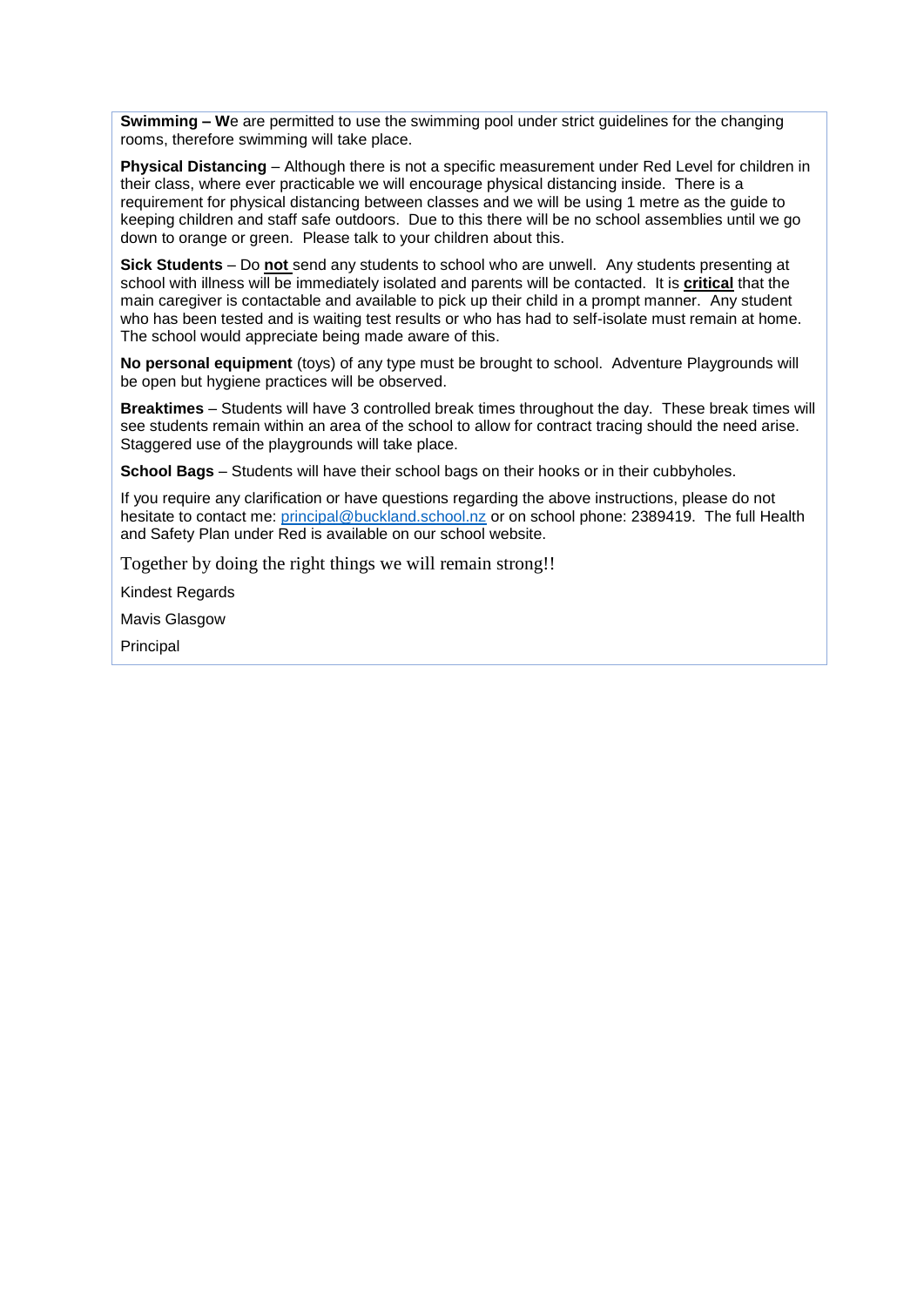**Swimming – W**e are permitted to use the swimming pool under strict guidelines for the changing rooms, therefore swimming will take place.

**Physical Distancing** – Although there is not a specific measurement under Red Level for children in their class, where ever practicable we will encourage physical distancing inside. There is a requirement for physical distancing between classes and we will be using 1 metre as the guide to keeping children and staff safe outdoors. Due to this there will be no school assemblies until we go down to orange or green. Please talk to your children about this.

**Sick Students** – Do **not** send any students to school who are unwell. Any students presenting at school with illness will be immediately isolated and parents will be contacted. It is **critical** that the main caregiver is contactable and available to pick up their child in a prompt manner. Any student who has been tested and is waiting test results or who has had to self-isolate must remain at home. The school would appreciate being made aware of this.

**No personal equipment** (toys) of any type must be brought to school. Adventure Playgrounds will be open but hygiene practices will be observed.

**Breaktimes** – Students will have 3 controlled break times throughout the day. These break times will see students remain within an area of the school to allow for contract tracing should the need arise. Staggered use of the playgrounds will take place.

**School Bags** – Students will have their school bags on their hooks or in their cubbyholes.

If you require any clarification or have questions regarding the above instructions, please do not hesitate to contact me: principal@buckland.school.nz or on school phone: 2389419. The full Health and Safety Plan under Red is available on our school website.

Together by doing the right things we will remain strong!!

Kindest Regards

Mavis Glasgow

Principal